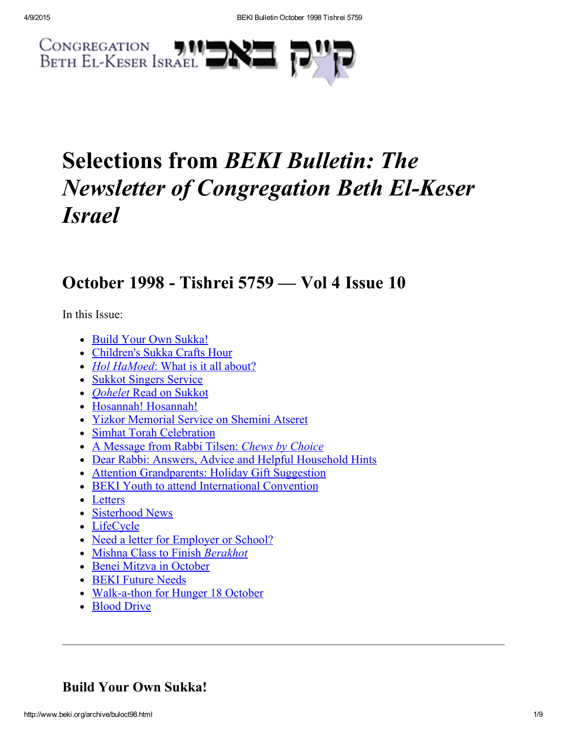Congregation Beth El-Keser Israel קב"ק באכי"י

# Selections from *BEKI Bulletin: The Newsletter of Congregation Beth El-Keser Israel*

## October 1998 - Tishrei 5759 — Vol 4 Issue 10

In this Issue:

- Build Your Own Sukka!
- Children's Sukka Crafts Hour
- *Hol HaMoed*: What is it all about?
- Sukkot Singers Service
- *Qohelet* Read on Sukkot
- Hosannah! Hosannah!
- Yizkor Memorial Service on Shemini Atseret
- Simhat Torah Celebration
- A Message from Rabbi Tilsen: *Chews by Choice*
- Dear Rabbi: Answers, Advice and Helpful Household Hints
- Attention Grandparents: Holiday Gift Suggestion
- BEKI Youth to attend International Convention
- Letters
- Sisterhood News
- LifeCycle
- Need a letter for Employer or School?
- Mishna Class to Finish *Berakhot*
- Benei Mitzva in October
- BEKI Future Needs
- Walk-a-thon for Hunger 18 October
- Blood Drive

---

### Build Your Own Sukka!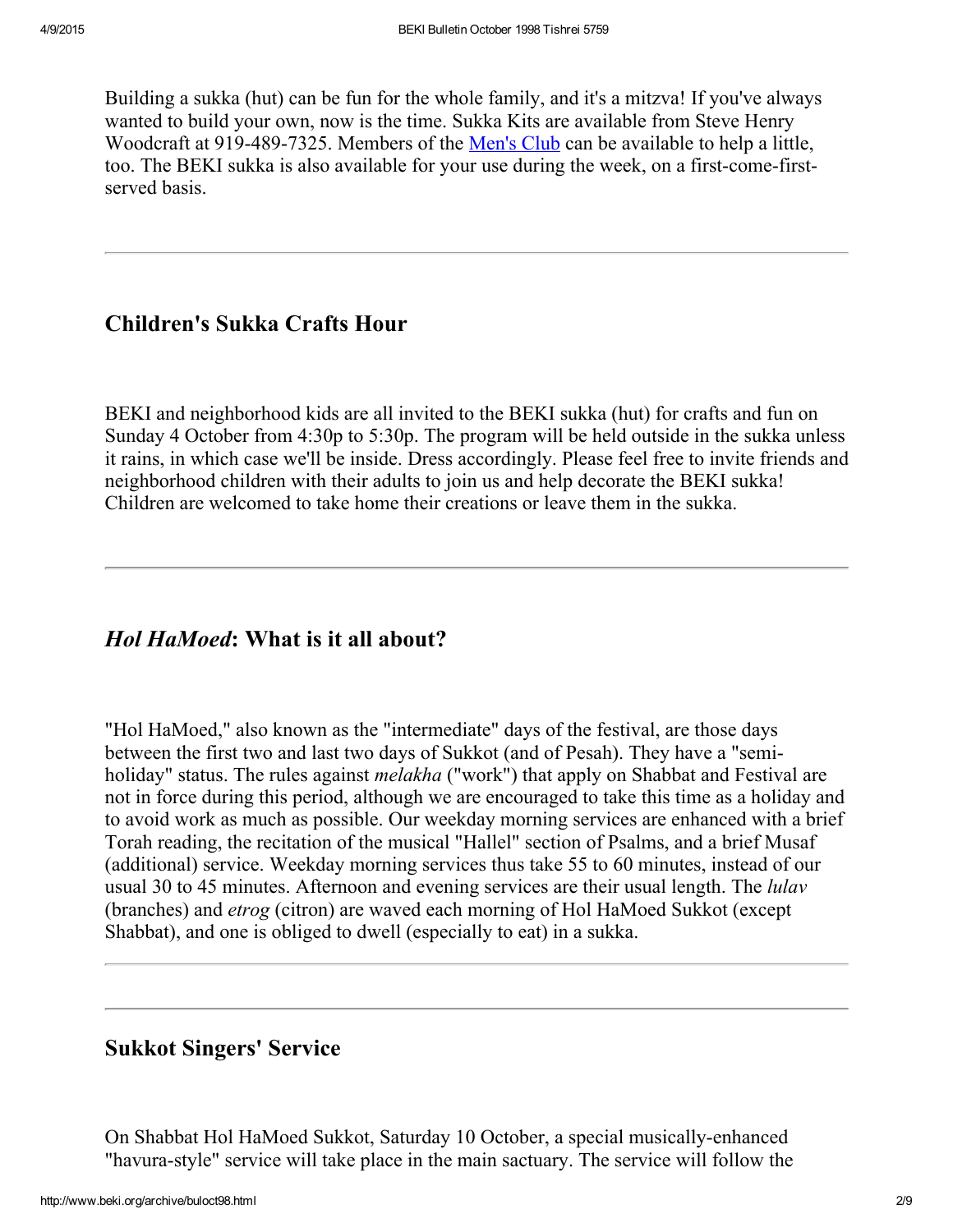Building a sukka (hut) can be fun for the whole family, and it's a mitzva! If you've always wanted to build your own, now is the time. Sukka Kits are available from Steve Henry Woodcraft at 919-489-7325. Members of the Men's Club can be available to help a little, too. The BEKI sukka is also available for your use during the week, on a first-come-first-served basis.

---

## Children's Sukka Crafts Hour

BEKI and neighborhood kids are all invited to the BEKI sukka (hut) for crafts and fun on Sunday 4 October from 4:30p to 5:30p. The program will be held outside in the sukka unless it rains, in which case we'll be inside. Dress accordingly. Please feel free to invite friends and neighborhood children with their adults to join us and help decorate the BEKI sukka! Children are welcomed to take home their creations or leave them in the sukka.

---

## *Hol HaMoed*: What is it all about?

"Hol HaMoed," also known as the "intermediate" days of the festival, are those days between the first two and last two days of Sukkot (and of Pesah). They have a "semi-holiday" status. The rules against *melakha* ("work") that apply on Shabbat and Festival are not in force during this period, although we are encouraged to take this time as a holiday and to avoid work as much as possible. Our weekday morning services are enhanced with a brief Torah reading, the recitation of the musical "Hallel" section of Psalms, and a brief Musaf (additional) service. Weekday morning services thus take 55 to 60 minutes, instead of our usual 30 to 45 minutes. Afternoon and evening services are their usual length. The *lulav* (branches) and *etrog* (citron) are waved each morning of Hol HaMoed Sukkot (except Shabbat), and one is obliged to dwell (especially to eat) in a sukka.

---

## Sukkot Singers' Service

On Shabbat Hol HaMoed Sukkot, Saturday 10 October, a special musically-enhanced "havura-style" service will take place in the main sactuary. The service will follow the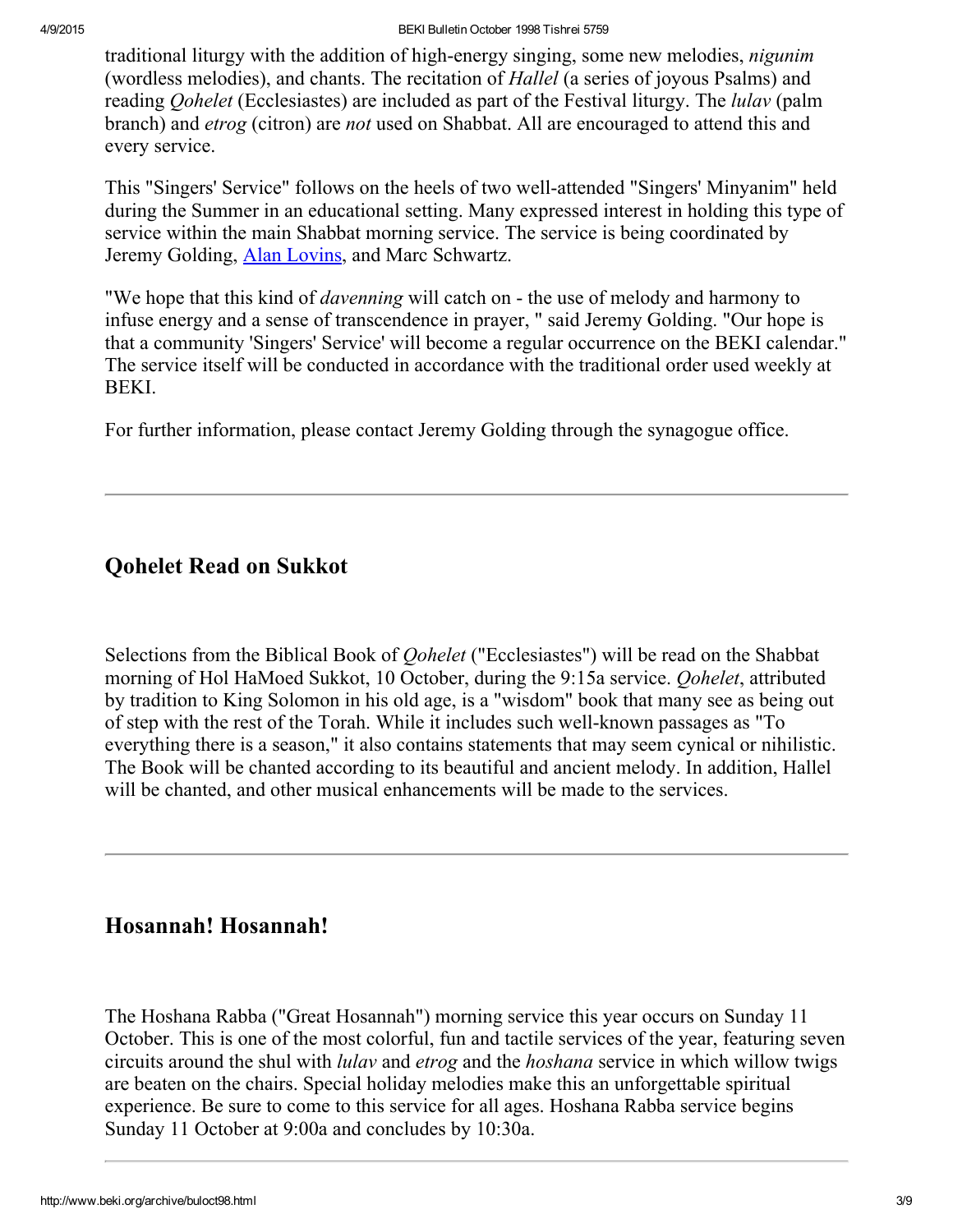traditional liturgy with the addition of high-energy singing, some new melodies, *nigunim* (wordless melodies), and chants. The recitation of *Hallel* (a series of joyous Psalms) and reading *Qohelet* (Ecclesiastes) are included as part of the Festival liturgy. The *lulav* (palm branch) and *etrog* (citron) are *not* used on Shabbat. All are encouraged to attend this and every service.

This "Singers' Service" follows on the heels of two well-attended "Singers' Minyanim" held during the Summer in an educational setting. Many expressed interest in holding this type of service within the main Shabbat morning service. The service is being coordinated by Jeremy Golding, Alan Lovins, and Marc Schwartz.

"We hope that this kind of *davenning* will catch on - the use of melody and harmony to infuse energy and a sense of transcendence in prayer, " said Jeremy Golding. "Our hope is that a community 'Singers' Service' will become a regular occurrence on the BEKI calendar." The service itself will be conducted in accordance with the traditional order used weekly at BEKI.

For further information, please contact Jeremy Golding through the synagogue office.

---

## Qohelet Read on Sukkot

Selections from the Biblical Book of *Qohelet* ("Ecclesiastes") will be read on the Shabbat morning of Hol HaMoed Sukkot, 10 October, during the 9:15a service. *Qohelet*, attributed by tradition to King Solomon in his old age, is a "wisdom" book that many see as being out of step with the rest of the Torah. While it includes such well-known passages as "To everything there is a season," it also contains statements that may seem cynical or nihilistic. The Book will be chanted according to its beautiful and ancient melody. In addition, Hallel will be chanted, and other musical enhancements will be made to the services.

---

## Hosannah! Hosannah!

The Hoshana Rabba ("Great Hosannah") morning service this year occurs on Sunday 11 October. This is one of the most colorful, fun and tactile services of the year, featuring seven circuits around the shul with *lulav* and *etrog* and the *hoshana* service in which willow twigs are beaten on the chairs. Special holiday melodies make this an unforgettable spiritual experience. Be sure to come to this service for all ages. Hoshana Rabba service begins Sunday 11 October at 9:00a and concludes by 10:30a.

---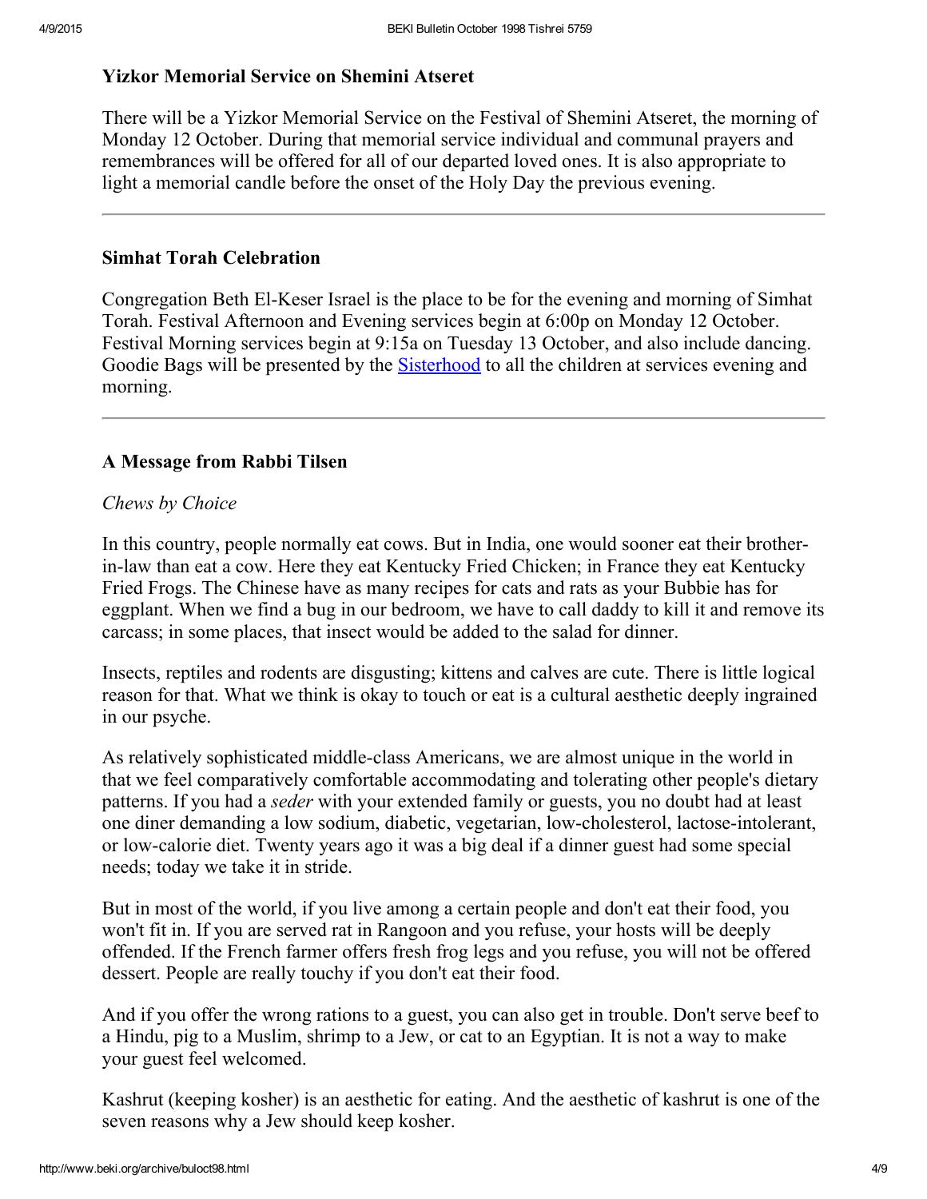### Yizkor Memorial Service on Shemini Atseret

There will be a Yizkor Memorial Service on the Festival of Shemini Atseret, the morning of Monday 12 October. During that memorial service individual and communal prayers and remembrances will be offered for all of our departed loved ones. It is also appropriate to light a memorial candle before the onset of the Holy Day the previous evening.

---

### Simhat Torah Celebration

Congregation Beth El-Keser Israel is the place to be for the evening and morning of Simhat Torah. Festival Afternoon and Evening services begin at 6:00p on Monday 12 October. Festival Morning services begin at 9:15a on Tuesday 13 October, and also include dancing. Goodie Bags will be presented by the Sisterhood to all the children at services evening and morning.

---

### A Message from Rabbi Tilsen

*Chews by Choice*

In this country, people normally eat cows. But in India, one would sooner eat their brother-in-law than eat a cow. Here they eat Kentucky Fried Chicken; in France they eat Kentucky Fried Frogs. The Chinese have as many recipes for cats and rats as your Bubbie has for eggplant. When we find a bug in our bedroom, we have to call daddy to kill it and remove its carcass; in some places, that insect would be added to the salad for dinner.

Insects, reptiles and rodents are disgusting; kittens and calves are cute. There is little logical reason for that. What we think is okay to touch or eat is a cultural aesthetic deeply ingrained in our psyche.

As relatively sophisticated middle-class Americans, we are almost unique in the world in that we feel comparatively comfortable accommodating and tolerating other people's dietary patterns. If you had a *seder* with your extended family or guests, you no doubt had at least one diner demanding a low sodium, diabetic, vegetarian, low-cholesterol, lactose-intolerant, or low-calorie diet. Twenty years ago it was a big deal if a dinner guest had some special needs; today we take it in stride.

But in most of the world, if you live among a certain people and don't eat their food, you won't fit in. If you are served rat in Rangoon and you refuse, your hosts will be deeply offended. If the French farmer offers fresh frog legs and you refuse, you will not be offered dessert. People are really touchy if you don't eat their food.

And if you offer the wrong rations to a guest, you can also get in trouble. Don't serve beef to a Hindu, pig to a Muslim, shrimp to a Jew, or cat to an Egyptian. It is not a way to make your guest feel welcomed.

Kashrut (keeping kosher) is an aesthetic for eating. And the aesthetic of kashrut is one of the seven reasons why a Jew should keep kosher.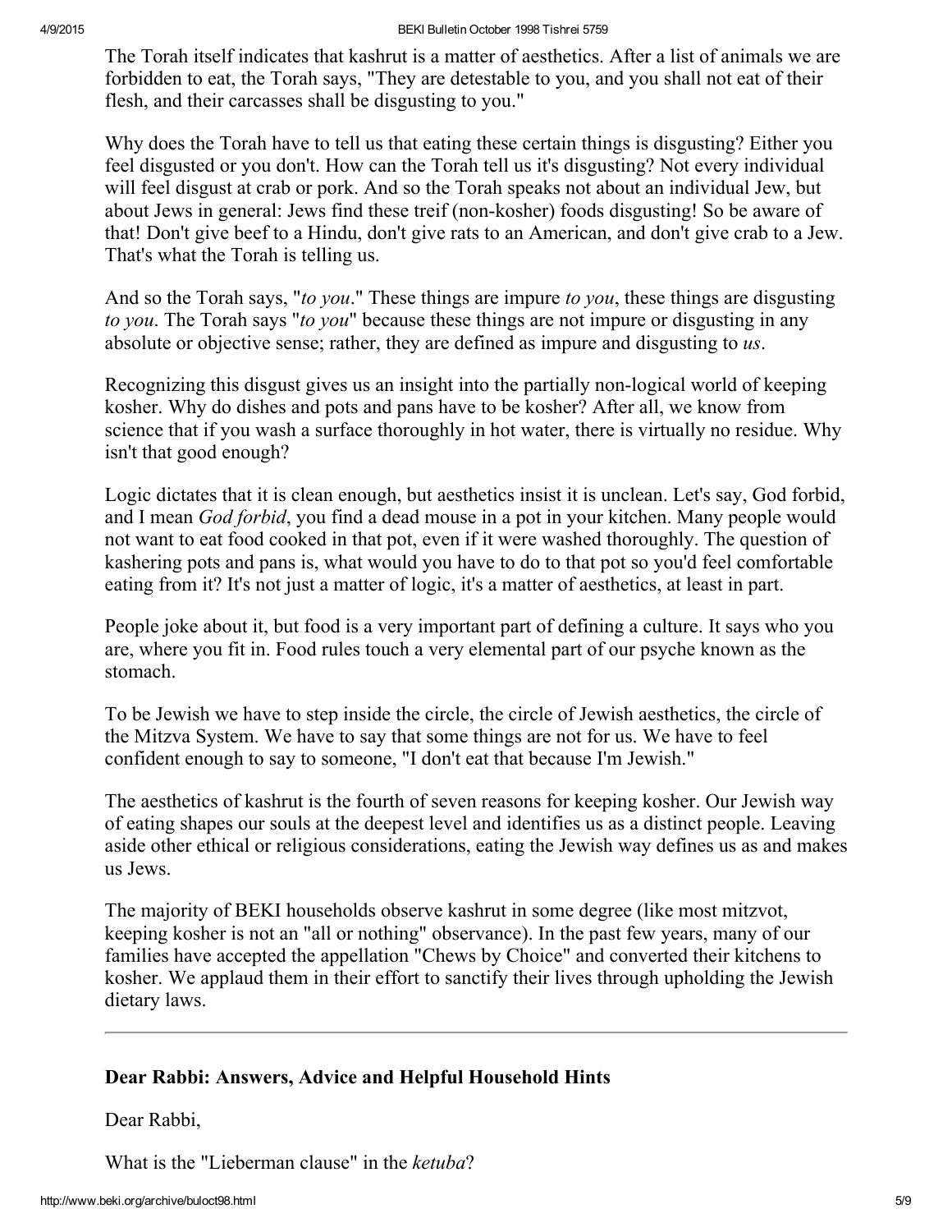The Torah itself indicates that kashrut is a matter of aesthetics. After a list of animals we are forbidden to eat, the Torah says, "They are detestable to you, and you shall not eat of their flesh, and their carcasses shall be disgusting to you."

Why does the Torah have to tell us that eating these certain things is disgusting? Either you feel disgusted or you don't. How can the Torah tell us it's disgusting? Not every individual will feel disgust at crab or pork. And so the Torah speaks not about an individual Jew, but about Jews in general: Jews find these treif (non-kosher) foods disgusting! So be aware of that! Don't give beef to a Hindu, don't give rats to an American, and don't give crab to a Jew. That's what the Torah is telling us.

And so the Torah says, "*to you*." These things are impure *to you*, these things are disgusting *to you*. The Torah says "*to you*" because these things are not impure or disgusting in any absolute or objective sense; rather, they are defined as impure and disgusting to *us*.

Recognizing this disgust gives us an insight into the partially non-logical world of keeping kosher. Why do dishes and pots and pans have to be kosher? After all, we know from science that if you wash a surface thoroughly in hot water, there is virtually no residue. Why isn't that good enough?

Logic dictates that it is clean enough, but aesthetics insist it is unclean. Let's say, God forbid, and I mean *God forbid*, you find a dead mouse in a pot in your kitchen. Many people would not want to eat food cooked in that pot, even if it were washed thoroughly. The question of kashering pots and pans is, what would you have to do to that pot so you'd feel comfortable eating from it? It's not just a matter of logic, it's a matter of aesthetics, at least in part.

People joke about it, but food is a very important part of defining a culture. It says who you are, where you fit in. Food rules touch a very elemental part of our psyche known as the stomach.

To be Jewish we have to step inside the circle, the circle of Jewish aesthetics, the circle of the Mitzva System. We have to say that some things are not for us. We have to feel confident enough to say to someone, "I don't eat that because I'm Jewish."

The aesthetics of kashrut is the fourth of seven reasons for keeping kosher. Our Jewish way of eating shapes our souls at the deepest level and identifies us as a distinct people. Leaving aside other ethical or religious considerations, eating the Jewish way defines us as and makes us Jews.

The majority of BEKI households observe kashrut in some degree (like most mitzvot, keeping kosher is not an "all or nothing" observance). In the past few years, many of our families have accepted the appellation "Chews by Choice" and converted their kitchens to kosher. We applaud them in their effort to sanctify their lives through upholding the Jewish dietary laws.

---

**Dear Rabbi: Answers, Advice and Helpful Household Hints**

Dear Rabbi,

What is the "Lieberman clause" in the *ketuba*?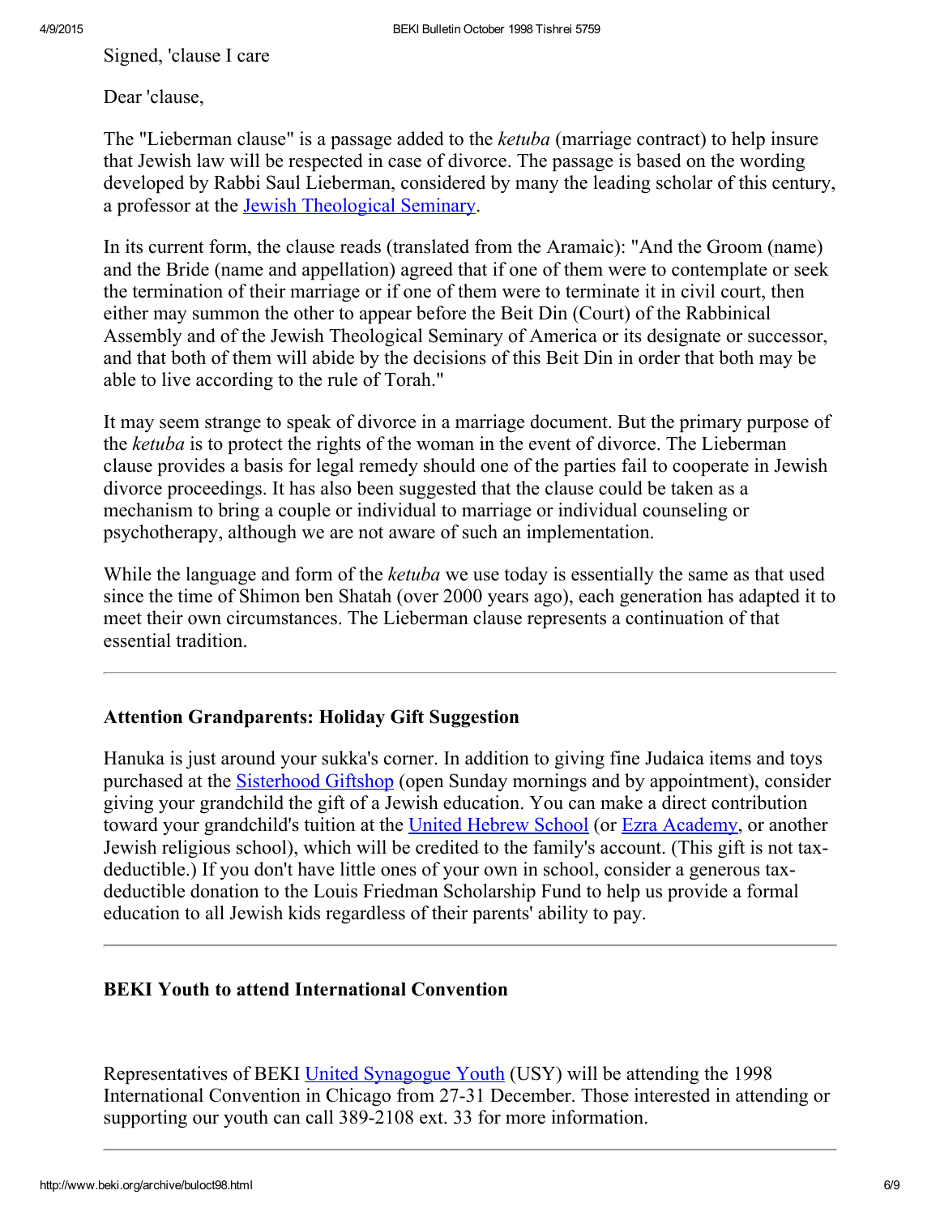Signed, 'clause I care

Dear 'clause,

The "Lieberman clause" is a passage added to the *ketuba* (marriage contract) to help insure that Jewish law will be respected in case of divorce. The passage is based on the wording developed by Rabbi Saul Lieberman, considered by many the leading scholar of this century, a professor at the Jewish Theological Seminary.

In its current form, the clause reads (translated from the Aramaic): "And the Groom (name) and the Bride (name and appellation) agreed that if one of them were to contemplate or seek the termination of their marriage or if one of them were to terminate it in civil court, then either may summon the other to appear before the Beit Din (Court) of the Rabbinical Assembly and of the Jewish Theological Seminary of America or its designate or successor, and that both of them will abide by the decisions of this Beit Din in order that both may be able to live according to the rule of Torah."

It may seem strange to speak of divorce in a marriage document. But the primary purpose of the *ketuba* is to protect the rights of the woman in the event of divorce. The Lieberman clause provides a basis for legal remedy should one of the parties fail to cooperate in Jewish divorce proceedings. It has also been suggested that the clause could be taken as a mechanism to bring a couple or individual to marriage or individual counseling or psychotherapy, although we are not aware of such an implementation.

While the language and form of the *ketuba* we use today is essentially the same as that used since the time of Shimon ben Shatah (over 2000 years ago), each generation has adapted it to meet their own circumstances. The Lieberman clause represents a continuation of that essential tradition.

---

### Attention Grandparents: Holiday Gift Suggestion

Hanuka is just around your sukka's corner. In addition to giving fine Judaica items and toys purchased at the Sisterhood Giftshop (open Sunday mornings and by appointment), consider giving your grandchild the gift of a Jewish education. You can make a direct contribution toward your grandchild's tuition at the United Hebrew School (or Ezra Academy, or another Jewish religious school), which will be credited to the family's account. (This gift is not tax-deductible.) If you don't have little ones of your own in school, consider a generous tax-deductible donation to the Louis Friedman Scholarship Fund to help us provide a formal education to all Jewish kids regardless of their parents' ability to pay.

---

### BEKI Youth to attend International Convention

Representatives of BEKI United Synagogue Youth (USY) will be attending the 1998 International Convention in Chicago from 27-31 December. Those interested in attending or supporting our youth can call 389-2108 ext. 33 for more information.

---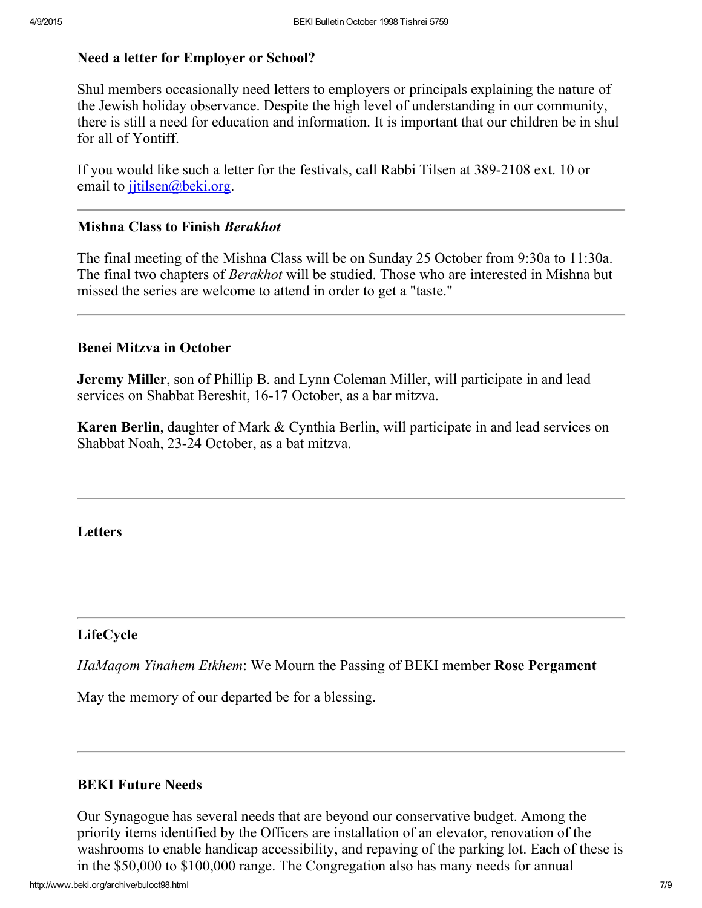### Need a letter for Employer or School?

Shul members occasionally need letters to employers or principals explaining the nature of the Jewish holiday observance. Despite the high level of understanding in our community, there is still a need for education and information. It is important that our children be in shul for all of Yontiff.

If you would like such a letter for the festivals, call Rabbi Tilsen at 389-2108 ext. 10 or email to jjtilsen@beki.org.

---

### Mishna Class to Finish *Berakhot*

The final meeting of the Mishna Class will be on Sunday 25 October from 9:30a to 11:30a. The final two chapters of *Berakhot* will be studied. Those who are interested in Mishna but missed the series are welcome to attend in order to get a "taste."

---

### Benei Mitzva in October

**Jeremy Miller**, son of Phillip B. and Lynn Coleman Miller, will participate in and lead services on Shabbat Bereshit, 16-17 October, as a bar mitzva.

**Karen Berlin**, daughter of Mark & Cynthia Berlin, will participate in and lead services on Shabbat Noah, 23-24 October, as a bat mitzva.

---

### Letters

---

### LifeCycle

*HaMaqom Yinahem Etkhem*: We Mourn the Passing of BEKI member **Rose Pergament**

May the memory of our departed be for a blessing.

---

### BEKI Future Needs

Our Synagogue has several needs that are beyond our conservative budget. Among the priority items identified by the Officers are installation of an elevator, renovation of the washrooms to enable handicap accessibility, and repaving of the parking lot. Each of these is in the $50,000 to $100,000 range. The Congregation also has many needs for annual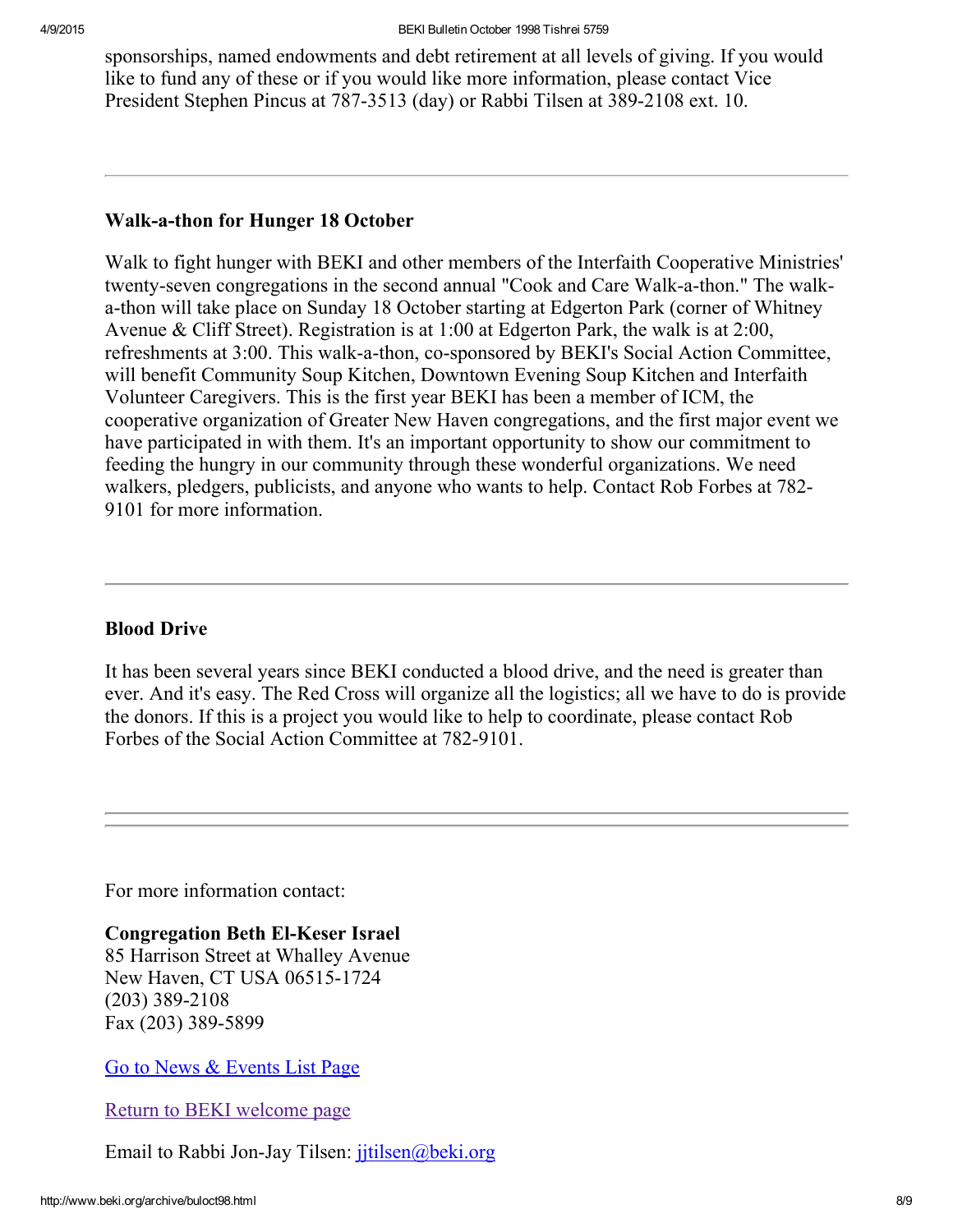sponsorships, named endowments and debt retirement at all levels of giving. If you would like to fund any of these or if you would like more information, please contact Vice President Stephen Pincus at 787-3513 (day) or Rabbi Tilsen at 389-2108 ext. 10.

---

### Walk-a-thon for Hunger 18 October

Walk to fight hunger with BEKI and other members of the Interfaith Cooperative Ministries' twenty-seven congregations in the second annual "Cook and Care Walk-a-thon." The walk-a-thon will take place on Sunday 18 October starting at Edgerton Park (corner of Whitney Avenue & Cliff Street). Registration is at 1:00 at Edgerton Park, the walk is at 2:00, refreshments at 3:00. This walk-a-thon, co-sponsored by BEKI's Social Action Committee, will benefit Community Soup Kitchen, Downtown Evening Soup Kitchen and Interfaith Volunteer Caregivers. This is the first year BEKI has been a member of ICM, the cooperative organization of Greater New Haven congregations, and the first major event we have participated in with them. It's an important opportunity to show our commitment to feeding the hungry in our community through these wonderful organizations. We need walkers, pledgers, publicists, and anyone who wants to help. Contact Rob Forbes at 782-9101 for more information.

---

### Blood Drive

It has been several years since BEKI conducted a blood drive, and the need is greater than ever. And it's easy. The Red Cross will organize all the logistics; all we have to do is provide the donors. If this is a project you would like to help to coordinate, please contact Rob Forbes of the Social Action Committee at 782-9101.

---

For more information contact:

**Congregation Beth El-Keser Israel**
85 Harrison Street at Whalley Avenue
New Haven, CT USA 06515-1724
(203) 389-2108
Fax (203) 389-5899

Go to News & Events List Page

Return to BEKI welcome page

Email to Rabbi Jon-Jay Tilsen: jjtilsen@beki.org